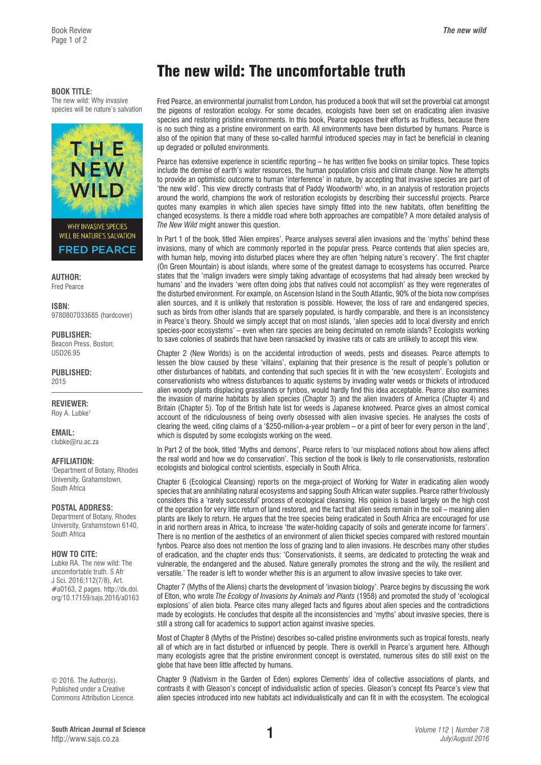# The new wild: The uncomfortable truth

**BOOK TITLE:**
The new wild: Why invasive species will be nature's salvation

**AUTHOR:**
Fred Pearce

**ISBN:**
9780807033685 (hardcover)

**PUBLISHER:**
Beacon Press, Boston; USD26.95

**PUBLISHED:**
2015

**REVIEWER:**
Roy A. Lubke[1]

**EMAIL:**
r.lubke@ru.ac.za

**AFFILIATION:**
[1]Department of Botany, Rhodes University, Grahamstown, South Africa

**POSTAL ADDRESS:**
Department of Botany, Rhodes University, Grahamstown 6140, South Africa

**HOW TO CITE:**
Lubke RA. The new wild: The uncomfortable truth. S Afr J Sci. 2016;112(7/8), Art. #a0163, 2 pages. http://dx.doi.org/10.17159/sajs.2016/a0163

© 2016. The Author(s). Published under a Creative Commons Attribution Licence.

Fred Pearce, an environmental journalist from London, has produced a book that will set the proverbial cat amongst the pigeons of restoration ecology. For some decades, ecologists have been set on eradicating alien invasive species and restoring pristine environments. In this book, Pearce exposes their efforts as fruitless, because there is no such thing as a pristine environment on earth. All environments have been disturbed by humans. Pearce is also of the opinion that many of these so-called harmful introduced species may in fact be beneficial in cleaning up degraded or polluted environments.

Pearce has extensive experience in scientific reporting – he has written five books on similar topics. These topics include the demise of earth's water resources, the human population crisis and climate change. Now he attempts to provide an optimistic outcome to human 'interference' in nature, by accepting that invasive species are part of 'the new wild'. This view directly contrasts that of Paddy Woodworth[1] who, in an analysis of restoration projects around the world, champions the work of restoration ecologists by describing their successful projects. Pearce quotes many examples in which alien species have simply fitted into the new habitats, often benefitting the changed ecosystems. Is there a middle road where both approaches are compatible? A more detailed analysis of *The New Wild* might answer this question.

In Part 1 of the book, titled 'Alien empires', Pearce analyses several alien invasions and the 'myths' behind these invasions, many of which are commonly reported in the popular press. Pearce contends that alien species are, with human help, moving into disturbed places where they are often 'helping nature's recovery'. The first chapter (On Green Mountain) is about islands, where some of the greatest damage to ecosystems has occurred. Pearce states that the 'malign invaders were simply taking advantage of ecosystems that had already been wrecked by humans' and the invaders 'were often doing jobs that natives could not accomplish' as they were regenerates of the disturbed environment. For example, on Ascension Island in the South Atlantic, 90% of the biota now comprises alien sources, and it is unlikely that restoration is possible. However, the loss of rare and endangered species, such as birds from other islands that are sparsely populated, is hardly comparable, and there is an inconsistency in Pearce's theory. Should we simply accept that on most islands, 'alien species add to local diversity and enrich species-poor ecosystems' – even when rare species are being decimated on remote islands? Ecologists working to save colonies of seabirds that have been ransacked by invasive rats or cats are unlikely to accept this view.

Chapter 2 (New Worlds) is on the accidental introduction of weeds, pests and diseases. Pearce attempts to lessen the blow caused by these 'villains', explaining that their presence is the result of people's pollution or other disturbances of habitats, and contending that such species fit in with the 'new ecosystem'. Ecologists and conservationists who witness disturbances to aquatic systems by invading water weeds or thickets of introduced alien woody plants displacing grasslands or fynbos, would hardly find this idea acceptable. Pearce also examines the invasion of marine habitats by alien species (Chapter 3) and the alien invaders of America (Chapter 4) and Britain (Chapter 5). Top of the British hate list for weeds is Japanese knotweed. Pearce gives an almost comical account of the ridiculousness of being overly obsessed with alien invasive species. He analyses the costs of clearing the weed, citing claims of a '$250-million-a-year problem – or a pint of beer for every person in the land', which is disputed by some ecologists working on the weed.

In Part 2 of the book, titled 'Myths and demons', Pearce refers to 'our misplaced notions about how aliens affect the real world and how we do conservation'. This section of the book is likely to rile conservationists, restoration ecologists and biological control scientists, especially in South Africa.

Chapter 6 (Ecological Cleansing) reports on the mega-project of Working for Water in eradicating alien woody species that are annihilating natural ecosystems and sapping South African water supplies. Pearce rather frivolously considers this a 'rarely successful' process of ecological cleansing. His opinion is based largely on the high cost of the operation for very little return of land restored, and the fact that alien seeds remain in the soil – meaning alien plants are likely to return. He argues that the tree species being eradicated in South Africa are encouraged for use in arid northern areas in Africa, to increase 'the water-holding capacity of soils and generate income for farmers'. There is no mention of the aesthetics of an environment of alien thicket species compared with restored mountain fynbos. Pearce also does not mention the loss of grazing land to alien invasions. He describes many other studies of eradication, and the chapter ends thus: 'Conservationists, it seems, are dedicated to protecting the weak and vulnerable, the endangered and the abused. Nature generally promotes the strong and the wily, the resilient and versatile.' The reader is left to wonder whether this is an argument to allow invasive species to take over.

Chapter 7 (Myths of the Aliens) charts the development of 'invasion biology'. Pearce begins by discussing the work of Elton, who wrote *The Ecology of Invasions by Animals and Plants* (1958) and promoted the study of 'ecological explosions' of alien biota. Pearce cites many alleged facts and figures about alien species and the contradictions made by ecologists. He concludes that despite all the inconsistencies and 'myths' about invasive species, there is still a strong call for academics to support action against invasive species.

Most of Chapter 8 (Myths of the Pristine) describes so-called pristine environments such as tropical forests, nearly all of which are in fact disturbed or influenced by people. There is overkill in Pearce's argument here. Although many ecologists agree that the pristine environment concept is overstated, numerous sites do still exist on the globe that have been little affected by humans.

Chapter 9 (Nativism in the Garden of Eden) explores Clements' idea of collective associations of plants, and contrasts it with Gleason's concept of individualistic action of species. Gleason's concept fits Pearce's view that alien species introduced into new habitats act individualistically and can fit in with the ecosystem. The ecological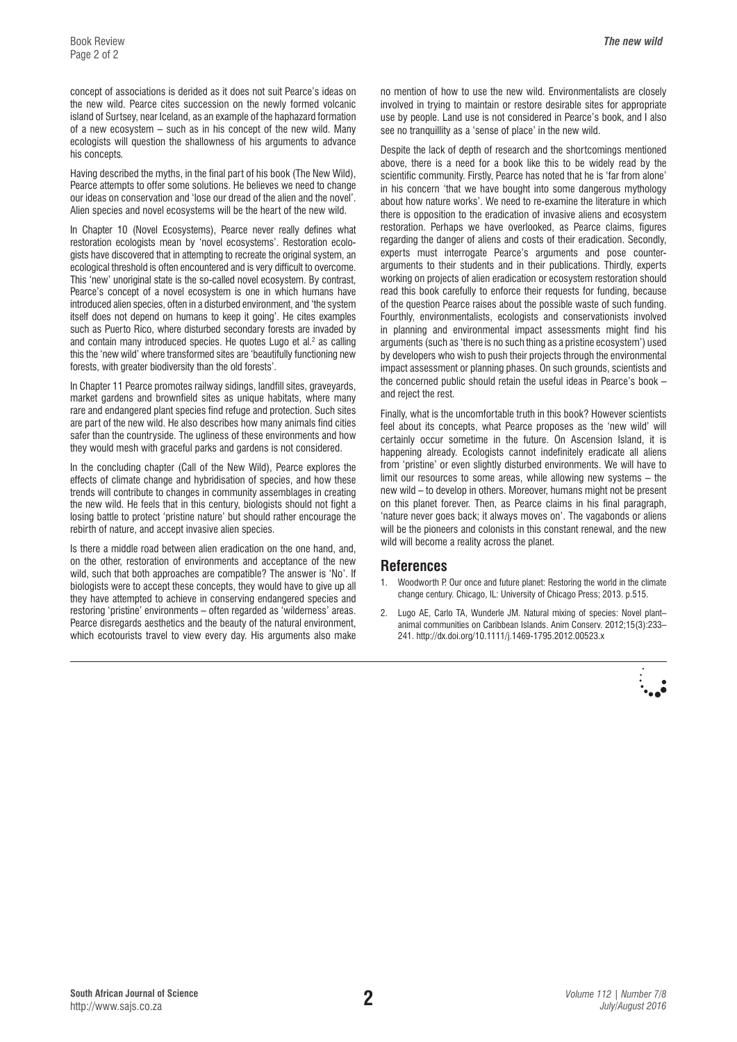concept of associations is derided as it does not suit Pearce's ideas on the new wild. Pearce cites succession on the newly formed volcanic island of Surtsey, near Iceland, as an example of the haphazard formation of a new ecosystem – such as in his concept of the new wild. Many ecologists will question the shallowness of his arguments to advance his concepts.

Having described the myths, in the final part of his book (The New Wild), Pearce attempts to offer some solutions. He believes we need to change our ideas on conservation and 'lose our dread of the alien and the novel'. Alien species and novel ecosystems will be the heart of the new wild.

In Chapter 10 (Novel Ecosystems), Pearce never really defines what restoration ecologists mean by 'novel ecosystems'. Restoration ecologists have discovered that in attempting to recreate the original system, an ecological threshold is often encountered and is very difficult to overcome. This 'new' unoriginal state is the so-called novel ecosystem. By contrast, Pearce's concept of a novel ecosystem is one in which humans have introduced alien species, often in a disturbed environment, and 'the system itself does not depend on humans to keep it going'. He cites examples such as Puerto Rico, where disturbed secondary forests are invaded by and contain many introduced species. He quotes Lugo et al.[2] as calling this the 'new wild' where transformed sites are 'beautifully functioning new forests, with greater biodiversity than the old forests'.

In Chapter 11 Pearce promotes railway sidings, landfill sites, graveyards, market gardens and brownfield sites as unique habitats, where many rare and endangered plant species find refuge and protection. Such sites are part of the new wild. He also describes how many animals find cities safer than the countryside. The ugliness of these environments and how they would mesh with graceful parks and gardens is not considered.

In the concluding chapter (Call of the New Wild), Pearce explores the effects of climate change and hybridisation of species, and how these trends will contribute to changes in community assemblages in creating the new wild. He feels that in this century, biologists should not fight a losing battle to protect 'pristine nature' but should rather encourage the rebirth of nature, and accept invasive alien species.

Is there a middle road between alien eradication on the one hand, and, on the other, restoration of environments and acceptance of the new wild, such that both approaches are compatible? The answer is 'No'. If biologists were to accept these concepts, they would have to give up all they have attempted to achieve in conserving endangered species and restoring 'pristine' environments – often regarded as 'wilderness' areas. Pearce disregards aesthetics and the beauty of the natural environment, which ecotourists travel to view every day. His arguments also make no mention of how to use the new wild. Environmentalists are closely involved in trying to maintain or restore desirable sites for appropriate use by people. Land use is not considered in Pearce's book, and I also see no tranquillity as a 'sense of place' in the new wild.

Despite the lack of depth of research and the shortcomings mentioned above, there is a need for a book like this to be widely read by the scientific community. Firstly, Pearce has noted that he is 'far from alone' in his concern 'that we have bought into some dangerous mythology about how nature works'. We need to re-examine the literature in which there is opposition to the eradication of invasive aliens and ecosystem restoration. Perhaps we have overlooked, as Pearce claims, figures regarding the danger of aliens and costs of their eradication. Secondly, experts must interrogate Pearce's arguments and pose counter-arguments to their students and in their publications. Thirdly, experts working on projects of alien eradication or ecosystem restoration should read this book carefully to enforce their requests for funding, because of the question Pearce raises about the possible waste of such funding. Fourthly, environmentalists, ecologists and conservationists involved in planning and environmental impact assessments might find his arguments (such as 'there is no such thing as a pristine ecosystem') used by developers who wish to push their projects through the environmental impact assessment or planning phases. On such grounds, scientists and the concerned public should retain the useful ideas in Pearce's book – and reject the rest.

Finally, what is the uncomfortable truth in this book? However scientists feel about its concepts, what Pearce proposes as the 'new wild' will certainly occur sometime in the future. On Ascension Island, it is happening already. Ecologists cannot indefinitely eradicate all aliens from 'pristine' or even slightly disturbed environments. We will have to limit our resources to some areas, while allowing new systems – the new wild – to develop in others. Moreover, humans might not be present on this planet forever. Then, as Pearce claims in his final paragraph, 'nature never goes back; it always moves on'. The vagabonds or aliens will be the pioneers and colonists in this constant renewal, and the new wild will become a reality across the planet.

## References

1. Woodworth P. Our once and future planet: Restoring the world in the climate change century. Chicago, IL: University of Chicago Press; 2013. p.515.
2. Lugo AE, Carlo TA, Wunderle JM. Natural mixing of species: Novel plant–animal communities on Caribbean Islands. Anim Conserv. 2012;15(3):233–241. http://dx.doi.org/10.1111/j.1469-1795.2012.00523.x